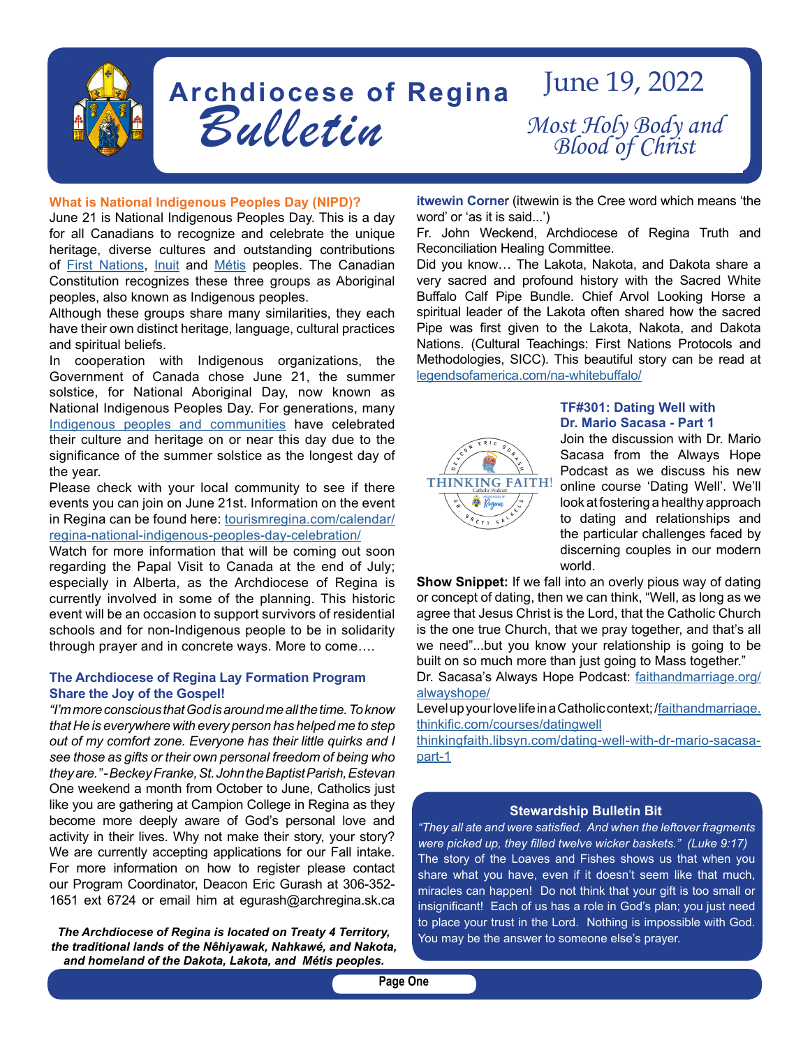# Archdiocese of Regina Bulletin

June 19, 2022

*Most Holy Body and Blood of Christ*

## What is National Indigenous Peoples Day (NIPD)?

June 21 is National Indigenous Peoples Day. This is a day for all Canadians to recognize and celebrate the unique heritage, diverse cultures and outstanding contributions of First Nations, Inuit and Métis peoples. The Canadian Constitution recognizes these three groups as Aboriginal peoples, also known as Indigenous peoples.

Although these groups share many similarities, they each have their own distinct heritage, language, cultural practices and spiritual beliefs.

In cooperation with Indigenous organizations, the Government of Canada chose June 21, the summer solstice, for National Aboriginal Day, now known as National Indigenous Peoples Day. For generations, many Indigenous peoples and communities have celebrated their culture and heritage on or near this day due to the significance of the summer solstice as the longest day of the year.

Please check with your local community to see if there events you can join on June 21st. Information on the event in Regina can be found here: tourismregina.com/calendar/regina-national-indigenous-peoples-day-celebration/

Watch for more information that will be coming out soon regarding the Papal Visit to Canada at the end of July; especially in Alberta, as the Archdiocese of Regina is currently involved in some of the planning. This historic event will be an occasion to support survivors of residential schools and for non-Indigenous people to be in solidarity through prayer and in concrete ways. More to come….

## The Archdiocese of Regina Lay Formation Program Share the Joy of the Gospel!

*"I'm more conscious that God is around me all the time. To know that He is everywhere with every person has helped me to step out of my comfort zone. Everyone has their little quirks and I see those as gifts or their own personal freedom of being who they are." - Beckey Franke, St. John the Baptist Parish, Estevan*

One weekend a month from October to June, Catholics just like you are gathering at Campion College in Regina as they become more deeply aware of God's personal love and activity in their lives. Why not make their story, your story? We are currently accepting applications for our Fall intake. For more information on how to register please contact our Program Coordinator, Deacon Eric Gurash at 306-352-1651 ext 6724 or email him at egurash@archregina.sk.ca

***The Archdiocese of Regina is located on Treaty 4 Territory, the traditional lands of the Nêhiyawak, Nahkawé, and Nakota, and homeland of the Dakota, Lakota, and Métis peoples.***

**itwewin Corner** (itwewin is the Cree word which means 'the word' or 'as it is said...')

Fr. John Weckend, Archdiocese of Regina Truth and Reconciliation Healing Committee.

Did you know… The Lakota, Nakota, and Dakota share a very sacred and profound history with the Sacred White Buffalo Calf Pipe Bundle. Chief Arvol Looking Horse a spiritual leader of the Lakota often shared how the sacred Pipe was first given to the Lakota, Nakota, and Dakota Nations. (Cultural Teachings: First Nations Protocols and Methodologies, SICC). This beautiful story can be read at legendsofamerica.com/na-whitebuffalo/

## TF#301: Dating Well with Dr. Mario Sacasa - Part 1

Join the discussion with Dr. Mario Sacasa from the Always Hope Podcast as we discuss his new online course 'Dating Well'. We'll look at fostering a healthy approach to dating and relationships and the particular challenges faced by discerning couples in our modern world.

**Show Snippet:** If we fall into an overly pious way of dating or concept of dating, then we can think, "Well, as long as we agree that Jesus Christ is the Lord, that the Catholic Church is the one true Church, that we pray together, and that's all we need"...but you know your relationship is going to be built on so much more than just going to Mass together."

Dr. Sacasa's Always Hope Podcast: faithandmarriage.org/alwayshope/

Level up your love life in a Catholic context; /faithandmarriage.thinkific.com/courses/datingwell

thinkingfaith.libsyn.com/dating-well-with-dr-mario-sacasa-part-1

### Stewardship Bulletin Bit

*"They all ate and were satisfied. And when the leftover fragments were picked up, they filled twelve wicker baskets." (Luke 9:17)*

The story of the Loaves and Fishes shows us that when you share what you have, even if it doesn't seem like that much, miracles can happen! Do not think that your gift is too small or insignificant! Each of us has a role in God's plan; you just need to place your trust in the Lord. Nothing is impossible with God. You may be the answer to someone else's prayer.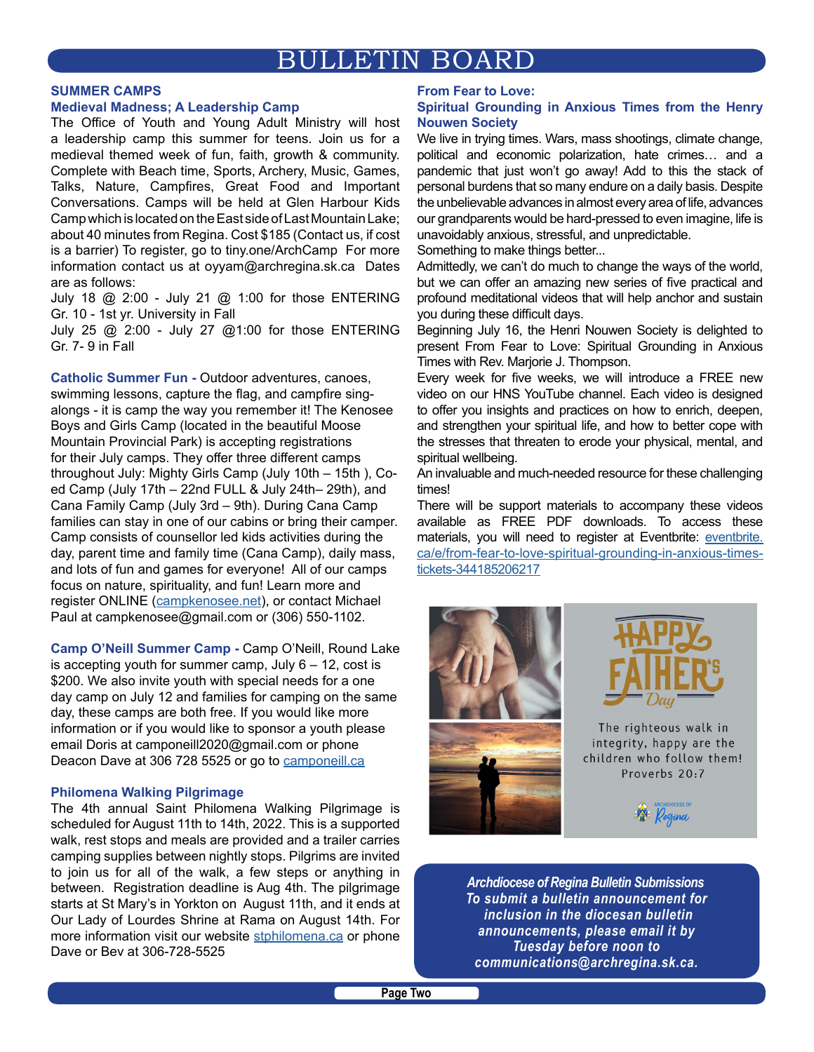# BULLETIN BOARD

## SUMMER CAMPS

### Medieval Madness; A Leadership Camp

The Office of Youth and Young Adult Ministry will host a leadership camp this summer for teens. Join us for a medieval themed week of fun, faith, growth & community. Complete with Beach time, Sports, Archery, Music, Games, Talks, Nature, Campfires, Great Food and Important Conversations. Camps will be held at Glen Harbour Kids Camp which is located on the East side of Last Mountain Lake; about 40 minutes from Regina. Cost $185 (Contact us, if cost is a barrier) To register, go to tiny.one/ArchCamp For more information contact us at oyyam@archregina.sk.ca Dates are as follows:

July 18 @ 2:00 - July 21 @ 1:00 for those ENTERING Gr. 10 - 1st yr. University in Fall

July 25 @ 2:00 - July 27 @1:00 for those ENTERING Gr. 7- 9 in Fall

**Catholic Summer Fun -** Outdoor adventures, canoes, swimming lessons, capture the flag, and campfire sing-alongs - it is camp the way you remember it! The Kenosee Boys and Girls Camp (located in the beautiful Moose Mountain Provincial Park) is accepting registrations for their July camps. They offer three different camps throughout July: Mighty Girls Camp (July 10th – 15th ), Co-ed Camp (July 17th – 22nd FULL & July 24th– 29th), and Cana Family Camp (July 3rd – 9th). During Cana Camp families can stay in one of our cabins or bring their camper. Camp consists of counsellor led kids activities during the day, parent time and family time (Cana Camp), daily mass, and lots of fun and games for everyone! All of our camps focus on nature, spirituality, and fun! Learn more and register ONLINE (campkenosee.net), or contact Michael Paul at campkenosee@gmail.com or (306) 550-1102.

**Camp O'Neill Summer Camp -** Camp O'Neill, Round Lake is accepting youth for summer camp, July 6 – 12, cost is $200. We also invite youth with special needs for a one day camp on July 12 and families for camping on the same day, these camps are both free. If you would like more information or if you would like to sponsor a youth please email Doris at camponeill2020@gmail.com or phone Deacon Dave at 306 728 5525 or go to camponeill.ca

### Philomena Walking Pilgrimage

The 4th annual Saint Philomena Walking Pilgrimage is scheduled for August 11th to 14th, 2022. This is a supported walk, rest stops and meals are provided and a trailer carries camping supplies between nightly stops. Pilgrims are invited to join us for all of the walk, a few steps or anything in between. Registration deadline is Aug 4th. The pilgrimage starts at St Mary's in Yorkton on August 11th, and it ends at Our Lady of Lourdes Shrine at Rama on August 14th. For more information visit our website stphilomena.ca or phone Dave or Bev at 306-728-5525

### From Fear to Love: Spiritual Grounding in Anxious Times from the Henry Nouwen Society

We live in trying times. Wars, mass shootings, climate change, political and economic polarization, hate crimes… and a pandemic that just won't go away! Add to this the stack of personal burdens that so many endure on a daily basis. Despite the unbelievable advances in almost every area of life, advances our grandparents would be hard-pressed to even imagine, life is unavoidably anxious, stressful, and unpredictable.

Something to make things better...

Admittedly, we can't do much to change the ways of the world, but we can offer an amazing new series of five practical and profound meditational videos that will help anchor and sustain you during these difficult days.

Beginning July 16, the Henri Nouwen Society is delighted to present From Fear to Love: Spiritual Grounding in Anxious Times with Rev. Marjorie J. Thompson.

Every week for five weeks, we will introduce a FREE new video on our HNS YouTube channel. Each video is designed to offer you insights and practices on how to enrich, deepen, and strengthen your spiritual life, and how to better cope with the stresses that threaten to erode your physical, mental, and spiritual wellbeing.

An invaluable and much-needed resource for these challenging times!

There will be support materials to accompany these videos available as FREE PDF downloads. To access these materials, you will need to register at Eventbrite: eventbrite.ca/e/from-fear-to-love-spiritual-grounding-in-anxious-times-tickets-344185206217

HAPPY FATHER'S Day

The righteous walk in integrity, happy are the children who follow them!
Proverbs 20:7

ARCHDIOCESE OF Regina

*Archdiocese of Regina Bulletin Submissions*
*To submit a bulletin announcement for inclusion in the diocesan bulletin announcements, please email it by Tuesday before noon to communications@archregina.sk.ca.*